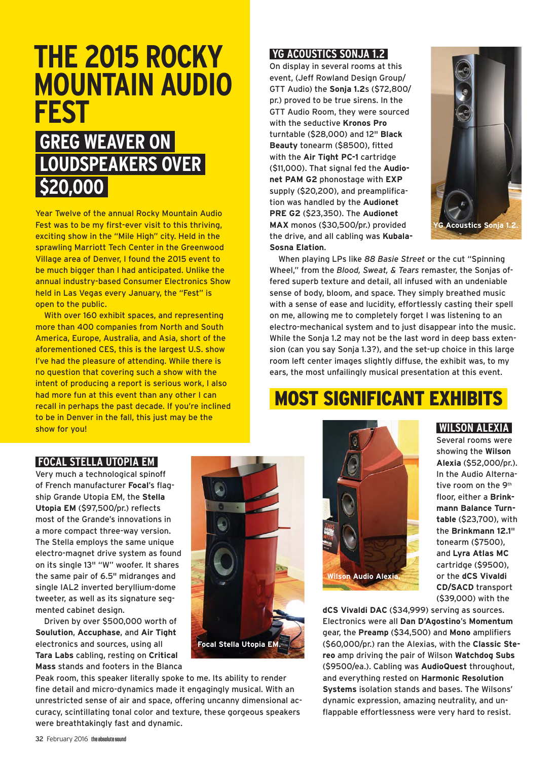# THE 2015 ROCKY MOUNTAIN AUDIO FEST

## GREG WEAVER ON LOUDSPEAKERS OVER $20,000

Year Twelve of the annual Rocky Mountain Audio Fest was to be my first-ever visit to this thriving, exciting show in the "Mile High" city. Held in the sprawling Marriott Tech Center in the Greenwood Village area of Denver, I found the 2015 event to be much bigger than I had anticipated. Unlike the annual industry-based Consumer Electronics Show held in Las Vegas every January, the "Fest" is open to the public.

With over 160 exhibit spaces, and representing more than 400 companies from North and South America, Europe, Australia, and Asia, short of the aforementioned CES, this is the largest U.S. show I've had the pleasure of attending. While there is no question that covering such a show with the intent of producing a report is serious work, I also had more fun at this event than any other I can recall in perhaps the past decade. If you're inclined to be in Denver in the fall, this just may be the show for you!

### YG ACOUSTICS SONJA 1.2

On display in several rooms at this event, (Jeff Rowland Design Group/ GTT Audio) the **Sonja 1.2**s ($72,800/ pr.) proved to be true sirens. In the GTT Audio Room, they were sourced with the seductive **Kronos Pro** turntable ($28,000) and 12" **Black Beauty** tonearm ($8500), fitted with the **Air Tight PC-1** cartridge ($11,000). That signal fed the **Audionet PAM G2** phonostage with **EXP** supply ($20,200), and preamplification was handled by the **Audionet PRE G2** ($23,350). The **Audionet MAX** monos ($30,500/pr.) provided the drive, and all cabling was **Kubala-Sosna Elation**.

YG Acoustics Sonja 1.2.

When playing LPs like *88 Basie Street* or the cut "Spinning Wheel," from the *Blood, Sweat, & Tears* remaster, the Sonjas offered superb texture and detail, all infused with an undeniable sense of body, bloom, and space. They simply breathed music with a sense of ease and lucidity, effortlessly casting their spell on me, allowing me to completely forget I was listening to an electro-mechanical system and to just disappear into the music. While the Sonja 1.2 may not be the last word in deep bass extension (can you say Sonja 1.3?), and the set-up choice in this large room left center images slightly diffuse, the exhibit was, to my ears, the most unfailingly musical presentation at this event.

## MOST SIGNIFICANT EXHIBITS

### FOCAL STELLA UTOPIA EM

Very much a technological spinoff of French manufacturer **Focal**'s flagship Grande Utopia EM, the **Stella Utopia EM** ($97,500/pr.) reflects most of the Grande's innovations in a more compact three-way version. The Stella employs the same unique electro-magnet drive system as found on its single 13" "W" woofer. It shares the same pair of 6.5" midranges and single IAL2 inverted beryllium-dome tweeter, as well as its signature segmented cabinet design.

Driven by over $500,000 worth of **Soulution**, **Accuphase**, and **Air Tight** electronics and sources, using all **Tara Labs** cabling, resting on **Critical Mass** stands and footers in the Blanca Peak room, this speaker literally spoke to me. Its ability to render fine detail and micro-dynamics made it engagingly musical. With an unrestricted sense of air and space, offering uncanny dimensional accuracy, scintillating tonal color and texture, these gorgeous speakers were breathtakingly fast and dynamic.

Focal Stella Utopia EM.

### WILSON ALEXIA

Several rooms were showing the **Wilson Alexia** ($52,000/pr.). In the Audio Alternative room on the 9th floor, either a **Brinkmann Balance Turntable** ($23,700), with the **Brinkmann 12.1"** tonearm ($7500), and **Lyra Atlas MC** cartridge ($9500), or the **dCS Vivaldi CD/SACD** transport ($39,000) with the **dCS Vivaldi DAC** ($34,999) serving as sources. Electronics were all **Dan D'Agostino**'s **Momentum** gear, the **Preamp** ($34,500) and **Mono** amplifiers ($60,000/pr.) ran the Alexias, with the **Classic Stereo** amp driving the pair of Wilson **Watchdog Subs** ($9500/ea.). Cabling was **AudioQuest** throughout, and everything rested on **Harmonic Resolution Systems** isolation stands and bases. The Wilsons' dynamic expression, amazing neutrality, and unflappable effortlessness were very hard to resist.

Wilson Audio Alexia.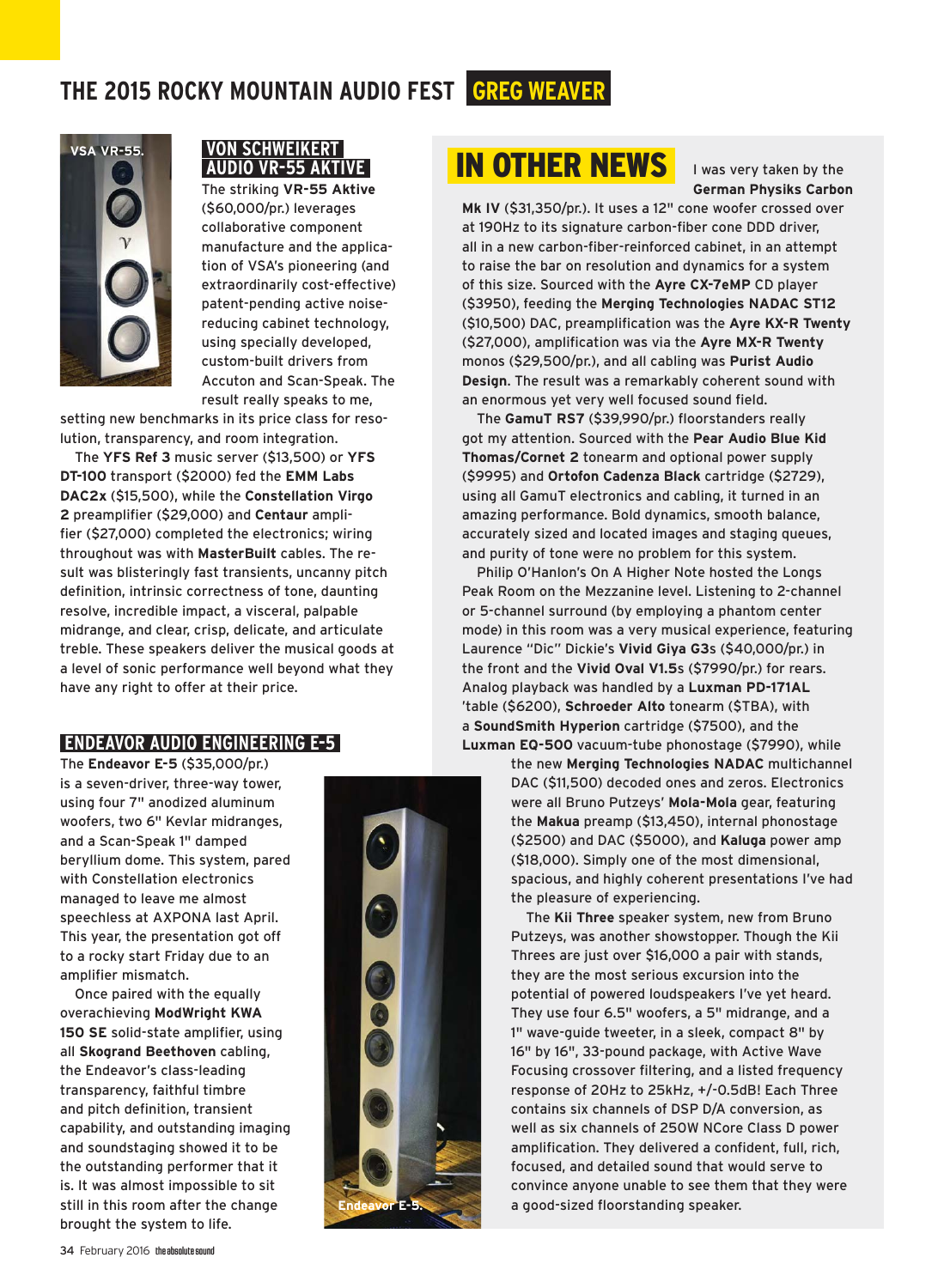## VON SCHWEIKERT AUDIO VR-55 AKTIVE

VSA VR-55.

The striking **VR-55 Aktive** ($60,000/pr.) leverages collaborative component manufacture and the application of VSA's pioneering (and extraordinarily cost-effective) patent-pending active noise-reducing cabinet technology, using specially developed, custom-built drivers from Accuton and Scan-Speak. The result really speaks to me, setting new benchmarks in its price class for resolution, transparency, and room integration.

The **YFS Ref 3** music server ($13,500) or **YFS DT-100** transport ($2000) fed the **EMM Labs DAC2x** ($15,500), while the **Constellation Virgo 2** preamplifier ($29,000) and **Centaur** amplifier ($27,000) completed the electronics; wiring throughout was with **MasterBuilt** cables. The result was blisteringly fast transients, uncanny pitch definition, intrinsic correctness of tone, daunting resolve, incredible impact, a visceral, palpable midrange, and clear, crisp, delicate, and articulate treble. These speakers deliver the musical goods at a level of sonic performance well beyond what they have any right to offer at their price.

## ENDEAVOR AUDIO ENGINEERING E-5

The **Endeavor E-5** ($35,000/pr.) is a seven-driver, three-way tower, using four 7" anodized aluminum woofers, two 6" Kevlar midranges, and a Scan-Speak 1" damped beryllium dome. This system, pared with Constellation electronics managed to leave me almost speechless at AXPONA last April. This year, the presentation got off to a rocky start Friday due to an amplifier mismatch.

Once paired with the equally overachieving **ModWright KWA 150 SE** solid-state amplifier, using all **Skogrand Beethoven** cabling, the Endeavor's class-leading transparency, faithful timbre and pitch definition, transient capability, and outstanding imaging and soundstaging showed it to be the outstanding performer that it is. It was almost impossible to sit still in this room after the change brought the system to life.

Endeavor E-5.

## IN OTHER NEWS

I was very taken by the **German Physiks Carbon Mk IV** ($31,350/pr.). It uses a 12" cone woofer crossed over at 190Hz to its signature carbon-fiber cone DDD driver, all in a new carbon-fiber-reinforced cabinet, in an attempt to raise the bar on resolution and dynamics for a system of this size. Sourced with the **Ayre CX-7eMP** CD player ($3950), feeding the **Merging Technologies NADAC ST12** ($10,500) DAC, preamplification was the **Ayre KX-R Twenty** ($27,000), amplification was via the **Ayre MX-R Twenty** monos ($29,500/pr.), and all cabling was **Purist Audio Design**. The result was a remarkably coherent sound with an enormous yet very well focused sound field.

The **GamuT RS7** ($39,990/pr.) floorstanders really got my attention. Sourced with the **Pear Audio Blue Kid Thomas/Cornet 2** tonearm and optional power supply ($9995) and **Ortofon Cadenza Black** cartridge ($2729), using all GamuT electronics and cabling, it turned in an amazing performance. Bold dynamics, smooth balance, accurately sized and located images and staging queues, and purity of tone were no problem for this system.

Philip O'Hanlon's On A Higher Note hosted the Longs Peak Room on the Mezzanine level. Listening to 2-channel or 5-channel surround (by employing a phantom center mode) in this room was a very musical experience, featuring Laurence "Dic" Dickie's **Vivid Giya G3**s ($40,000/pr.) in the front and the **Vivid Oval V1.5**s ($7990/pr.) for rears. Analog playback was handled by a **Luxman PD-171AL** 'table ($6200), **Schroeder Alto** tonearm ($TBA), with a **SoundSmith Hyperion** cartridge ($7500), and the **Luxman EQ-500** vacuum-tube phonostage ($7990), while the new **Merging Technologies NADAC** multichannel DAC ($11,500) decoded ones and zeros. Electronics were all Bruno Putzeys' **Mola-Mola** gear, featuring the **Makua** preamp ($13,450), internal phonostage ($2500) and DAC ($5000), and **Kaluga** power amp ($18,000). Simply one of the most dimensional, spacious, and highly coherent presentations I've had the pleasure of experiencing.

The **Kii Three** speaker system, new from Bruno Putzeys, was another showstopper. Though the Kii Threes are just over $16,000 a pair with stands, they are the most serious excursion into the potential of powered loudspeakers I've yet heard. They use four 6.5" woofers, a 5" midrange, and a 1" wave-guide tweeter, in a sleek, compact 8" by 16" by 16", 33-pound package, with Active Wave Focusing crossover filtering, and a listed frequency response of 20Hz to 25kHz, +/-0.5dB! Each Three contains six channels of DSP D/A conversion, as well as six channels of 250W NCore Class D power amplification. They delivered a confident, full, rich, focused, and detailed sound that would serve to convince anyone unable to see them that they were a good-sized floorstanding speaker.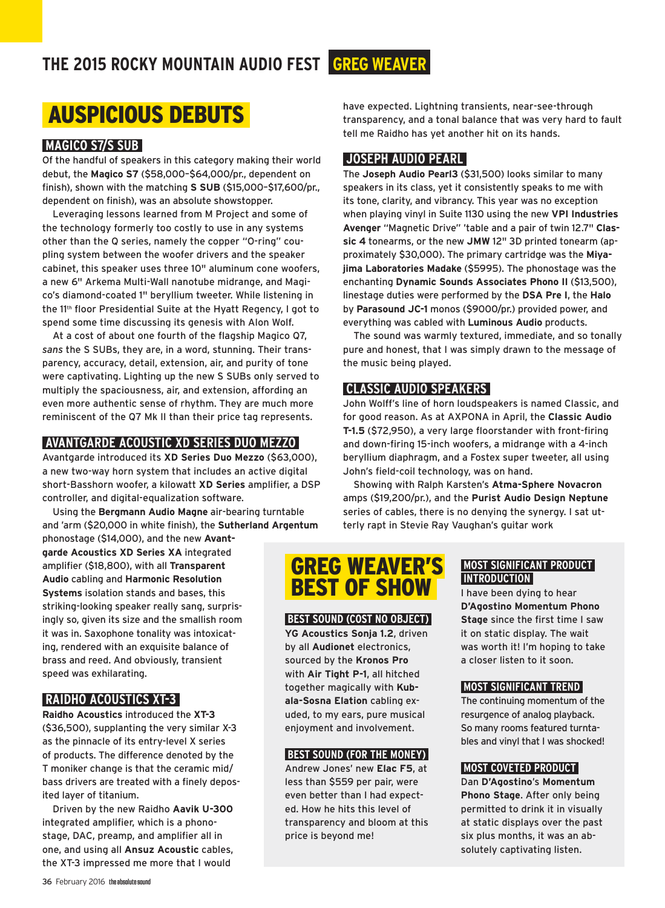## THE 2015 ROCKY MOUNTAIN AUDIO FEST GREG WEAVER

# AUSPICIOUS DEBUTS

### MAGICO S7/S SUB

Of the handful of speakers in this category making their world debut, the **Magico S7** ($58,000–$64,000/pr., dependent on finish), shown with the matching **S SUB** ($15,000–$17,600/pr., dependent on finish), was an absolute showstopper.

Leveraging lessons learned from M Project and some of the technology formerly too costly to use in any systems other than the Q series, namely the copper "O-ring" coupling system between the woofer drivers and the speaker cabinet, this speaker uses three 10" aluminum cone woofers, a new 6" Arkema Multi-Wall nanotube midrange, and Magico's diamond-coated 1" beryllium tweeter. While listening in the 11th floor Presidential Suite at the Hyatt Regency, I got to spend some time discussing its genesis with Alon Wolf.

At a cost of about one fourth of the flagship Magico Q7, *sans* the S SUBs, they are, in a word, stunning. Their transparency, accuracy, detail, extension, air, and purity of tone were captivating. Lighting up the new S SUBs only served to multiply the spaciousness, air, and extension, affording an even more authentic sense of rhythm. They are much more reminiscent of the Q7 Mk II than their price tag represents.

### AVANTGARDE ACOUSTIC XD SERIES DUO MEZZO

Avantgarde introduced its **XD Series Duo Mezzo** ($63,000), a new two-way horn system that includes an active digital short-Basshorn woofer, a kilowatt **XD Series** amplifier, a DSP controller, and digital-equalization software.

Using the **Bergmann Audio Magne** air-bearing turntable and 'arm ($20,000 in white finish), the **Sutherland Argentum** phonostage ($14,000), and the new **Avantgarde Acoustics XD Series XA** integrated amplifier ($18,800), with all **Transparent Audio** cabling and **Harmonic Resolution Systems** isolation stands and bases, this striking-looking speaker really sang, surprisingly so, given its size and the smallish room it was in. Saxophone tonality was intoxicating, rendered with an exquisite balance of brass and reed. And obviously, transient speed was exhilarating.

### RAIDHO ACOUSTICS XT-3

**Raidho Acoustics** introduced the **XT-3** ($36,500), supplanting the very similar X-3 as the pinnacle of its entry-level X series of products. The difference denoted by the T moniker change is that the ceramic mid/bass drivers are treated with a finely deposited layer of titanium.

Driven by the new Raidho **Aavik U-300** integrated amplifier, which is a phonostage, DAC, preamp, and amplifier all in one, and using all **Ansuz Acoustic** cables, the XT-3 impressed me more that I would have expected. Lightning transients, near-see-through transparency, and a tonal balance that was very hard to fault tell me Raidho has yet another hit on its hands.

### JOSEPH AUDIO PEARL

The **Joseph Audio Pearl3** ($31,500) looks similar to many speakers in its class, yet it consistently speaks to me with its tone, clarity, and vibrancy. This year was no exception when playing vinyl in Suite 1130 using the new **VPI Industries Avenger** "Magnetic Drive" 'table and a pair of twin 12.7" **Classic 4** tonearms, or the new **JMW** 12" 3D printed tonearm (approximately $30,000). The primary cartridge was the **Miyajima Laboratories Madake** ($5995). The phonostage was the enchanting **Dynamic Sounds Associates Phono II** ($13,500), linestage duties were performed by the **DSA Pre I**, the **Halo** by **Parasound JC-1** monos ($9000/pr.) provided power, and everything was cabled with **Luminous Audio** products.

The sound was warmly textured, immediate, and so tonally pure and honest, that I was simply drawn to the message of the music being played.

### CLASSIC AUDIO SPEAKERS

John Wolff's line of horn loudspeakers is named Classic, and for good reason. As at AXPONA in April, the **Classic Audio T-1.5** ($72,950), a very large floorstander with front-firing and down-firing 15-inch woofers, a midrange with a 4-inch beryllium diaphragm, and a Fostex super tweeter, all using John's field-coil technology, was on hand.

Showing with Ralph Karsten's **Atma-Sphere Novacron** amps ($19,200/pr.), and the **Purist Audio Design Neptune** series of cables, there is no denying the synergy. I sat utterly rapt in Stevie Ray Vaughan's guitar work

## GREG WEAVER'S BEST OF SHOW

### BEST SOUND (COST NO OBJECT)

**YG Acoustics Sonja 1.2**, driven by all **Audionet** electronics, sourced by the **Kronos Pro** with **Air Tight P-1**, all hitched together magically with **Kubala-Sosna Elation** cabling exuded, to my ears, pure musical enjoyment and involvement.

### BEST SOUND (FOR THE MONEY)

Andrew Jones' new **Elac F5**, at less than $559 per pair, were even better than I had expected. How he hits this level of transparency and bloom at this price is beyond me!

### MOST SIGNIFICANT PRODUCT INTRODUCTION

I have been dying to hear **D'Agostino Momentum Phono Stage** since the first time I saw it on static display. The wait was worth it! I'm hoping to take a closer listen to it soon.

### MOST SIGNIFICANT TREND

The continuing momentum of the resurgence of analog playback. So many rooms featured turntables and vinyl that I was shocked!

### MOST COVETED PRODUCT

Dan **D'Agostino**'s **Momentum Phono Stage**. After only being permitted to drink it in visually at static displays over the past six plus months, it was an absolutely captivating listen.